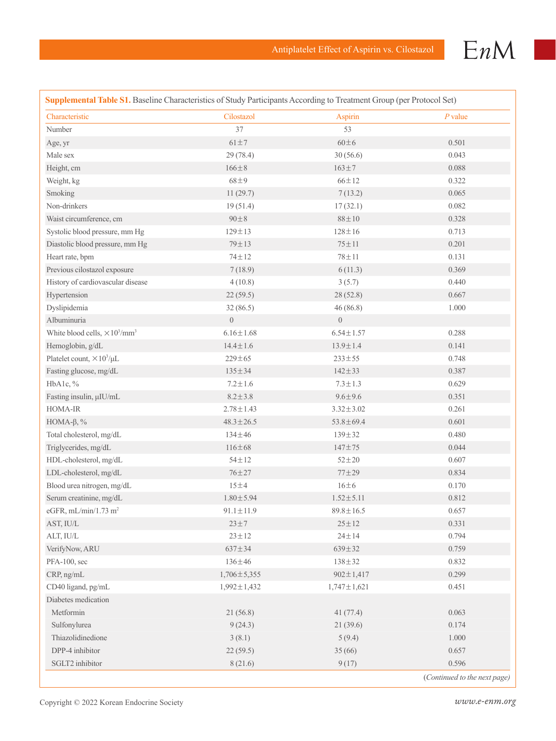**Supplemental Table S1.** Baseline Characteristics of Study Participants According to Treatment Group (per Protocol Set)

| Characteristic | Cilostazol | Aspirin | *P* value |
|---|---|---|---|
| Number | 37 | 53 | |
| Age, yr | 61±7 | 60±6 | 0.501 |
| Male sex | 29 (78.4) | 30 (56.6) | 0.043 |
| Height, cm | 166±8 | 163±7 | 0.088 |
| Weight, kg | 68±9 | 66±12 | 0.322 |
| Smoking | 11 (29.7) | 7 (13.2) | 0.065 |
| Non-drinkers | 19 (51.4) | 17 (32.1) | 0.082 |
| Waist circumference, cm | 90±8 | 88±10 | 0.328 |
| Systolic blood pressure, mm Hg | 129±13 | 128±16 | 0.713 |
| Diastolic blood pressure, mm Hg | 79±13 | 75±11 | 0.201 |
| Heart rate, bpm | 74±12 | 78±11 | 0.131 |
| Previous cilostazol exposure | 7 (18.9) | 6 (11.3) | 0.369 |
| History of cardiovascular disease | 4 (10.8) | 3 (5.7) | 0.440 |
| Hypertension | 22 (59.5) | 28 (52.8) | 0.667 |
| Dyslipidemia | 32 (86.5) | 46 (86.8) | 1.000 |
| Albuminuria | 0 | 0 | |
| White blood cells, $\times 10^3$/mm$^3$ | 6.16±1.68 | 6.54±1.57 | 0.288 |
| Hemoglobin, g/dL | 14.4±1.6 | 13.9±1.4 | 0.141 |
| Platelet count, $\times 10^3$/μL | 229±65 | 233±55 | 0.748 |
| Fasting glucose, mg/dL | 135±34 | 142±33 | 0.387 |
| HbA1c, % | 7.2±1.6 | 7.3±1.3 | 0.629 |
| Fasting insulin, μIU/mL | 8.2±3.8 | 9.6±9.6 | 0.351 |
| HOMA-IR | 2.78±1.43 | 3.32±3.02 | 0.261 |
| HOMA-β, % | 48.3±26.5 | 53.8±69.4 | 0.601 |
| Total cholesterol, mg/dL | 134±46 | 139±32 | 0.480 |
| Triglycerides, mg/dL | 116±68 | 147±75 | 0.044 |
| HDL-cholesterol, mg/dL | 54±12 | 52±20 | 0.607 |
| LDL-cholesterol, mg/dL | 76±27 | 77±29 | 0.834 |
| Blood urea nitrogen, mg/dL | 15±4 | 16±6 | 0.170 |
| Serum creatinine, mg/dL | 1.80±5.94 | 1.52±5.11 | 0.812 |
| eGFR, mL/min/1.73 m$^2$ | 91.1±11.9 | 89.8±16.5 | 0.657 |
| AST, IU/L | 23±7 | 25±12 | 0.331 |
| ALT, IU/L | 23±12 | 24±14 | 0.794 |
| VerifyNow, ARU | 637±34 | 639±32 | 0.759 |
| PFA-100, sec | 136±46 | 138±32 | 0.832 |
| CRP, ng/mL | 1,706±5,355 | 902±1,417 | 0.299 |
| CD40 ligand, pg/mL | 1,992±1,432 | 1,747±1,621 | 0.451 |
| Diabetes medication | | | |
| Metformin | 21 (56.8) | 41 (77.4) | 0.063 |
| Sulfonylurea | 9 (24.3) | 21 (39.6) | 0.174 |
| Thiazolidinedione | 3 (8.1) | 5 (9.4) | 1.000 |
| DPP-4 inhibitor | 22 (59.5) | 35 (66) | 0.657 |
| SGLT2 inhibitor | 8 (21.6) | 9 (17) | 0.596 |

(*Continued to the next page*)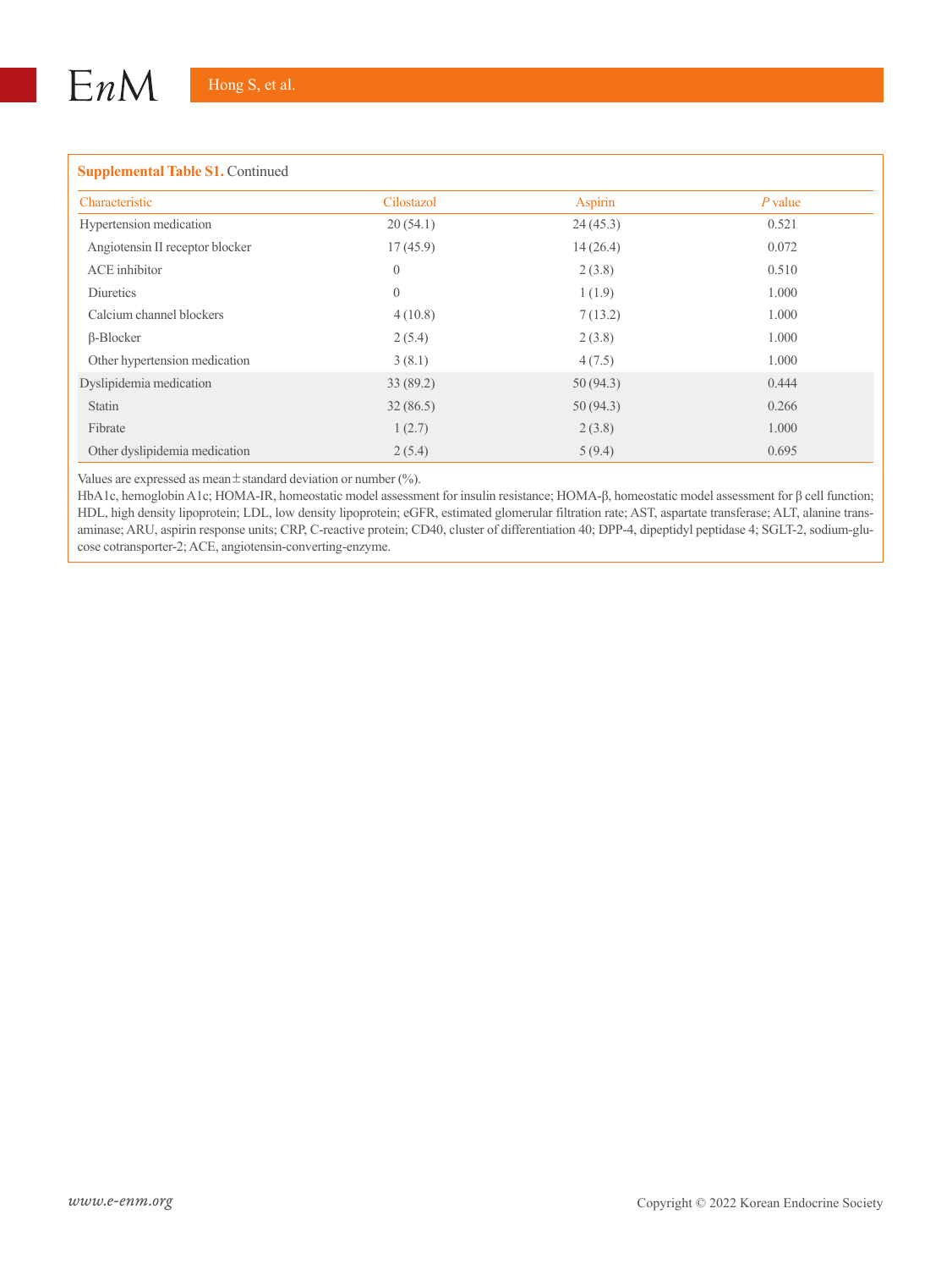**Supplemental Table S1.** Continued

| Characteristic | Cilostazol | Aspirin | *P* value |
|---|---|---|---|
| Hypertension medication | 20 (54.1) | 24 (45.3) | 0.521 |
| Angiotensin II receptor blocker | 17 (45.9) | 14 (26.4) | 0.072 |
| ACE inhibitor | 0 | 2 (3.8) | 0.510 |
| Diuretics | 0 | 1 (1.9) | 1.000 |
| Calcium channel blockers | 4 (10.8) | 7 (13.2) | 1.000 |
| β-Blocker | 2 (5.4) | 2 (3.8) | 1.000 |
| Other hypertension medication | 3 (8.1) | 4 (7.5) | 1.000 |
| Dyslipidemia medication | 33 (89.2) | 50 (94.3) | 0.444 |
| Statin | 32 (86.5) | 50 (94.3) | 0.266 |
| Fibrate | 1 (2.7) | 2 (3.8) | 1.000 |
| Other dyslipidemia medication | 2 (5.4) | 5 (9.4) | 0.695 |

Values are expressed as mean±standard deviation or number (%).

HbA1c, hemoglobin A1c; HOMA-IR, homeostatic model assessment for insulin resistance; HOMA-β, homeostatic model assessment for β cell function; HDL, high density lipoprotein; LDL, low density lipoprotein; eGFR, estimated glomerular filtration rate; AST, aspartate transferase; ALT, alanine transaminase; ARU, aspirin response units; CRP, C-reactive protein; CD40, cluster of differentiation 40; DPP-4, dipeptidyl peptidase 4; SGLT-2, sodium-glucose cotransporter-2; ACE, angiotensin-converting-enzyme.